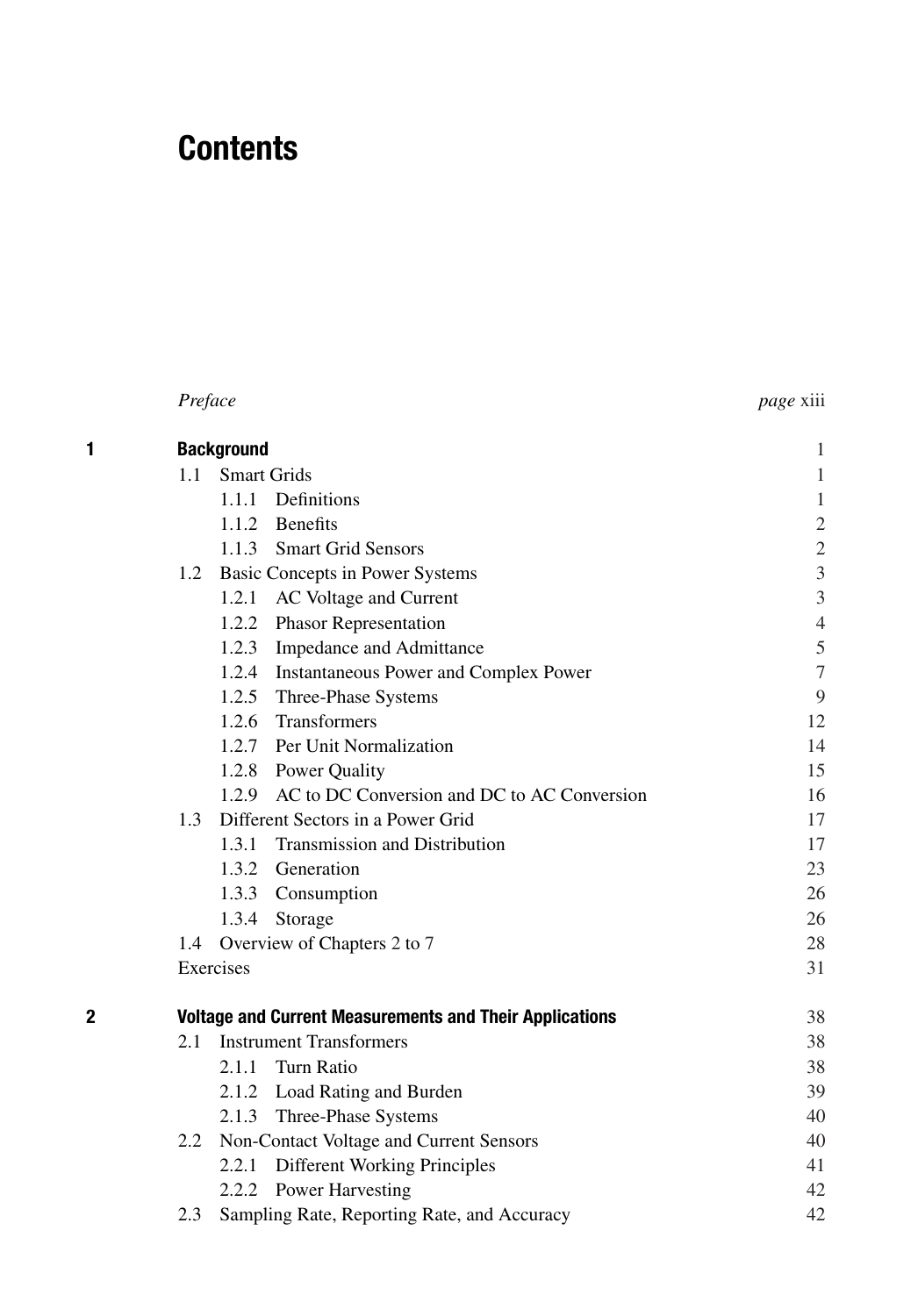# Contents

| | | |
|---|---|---|
| | *Preface* | *page* xiii |
| **1** | **Background** | 1 |
| | 1.1 Smart Grids | 1 |
| | 1.1.1 Definitions | 1 |
| | 1.1.2 Benefits | 2 |
| | 1.1.3 Smart Grid Sensors | 2 |
| | 1.2 Basic Concepts in Power Systems | 3 |
| | 1.2.1 AC Voltage and Current | 3 |
| | 1.2.2 Phasor Representation | 4 |
| | 1.2.3 Impedance and Admittance | 5 |
| | 1.2.4 Instantaneous Power and Complex Power | 7 |
| | 1.2.5 Three-Phase Systems | 9 |
| | 1.2.6 Transformers | 12 |
| | 1.2.7 Per Unit Normalization | 14 |
| | 1.2.8 Power Quality | 15 |
| | 1.2.9 AC to DC Conversion and DC to AC Conversion | 16 |
| | 1.3 Different Sectors in a Power Grid | 17 |
| | 1.3.1 Transmission and Distribution | 17 |
| | 1.3.2 Generation | 23 |
| | 1.3.3 Consumption | 26 |
| | 1.3.4 Storage | 26 |
| | 1.4 Overview of Chapters 2 to 7 | 28 |
| | Exercises | 31 |
| **2** | **Voltage and Current Measurements and Their Applications** | 38 |
| | 2.1 Instrument Transformers | 38 |
| | 2.1.1 Turn Ratio | 38 |
| | 2.1.2 Load Rating and Burden | 39 |
| | 2.1.3 Three-Phase Systems | 40 |
| | 2.2 Non-Contact Voltage and Current Sensors | 40 |
| | 2.2.1 Different Working Principles | 41 |
| | 2.2.2 Power Harvesting | 42 |
| | 2.3 Sampling Rate, Reporting Rate, and Accuracy | 42 |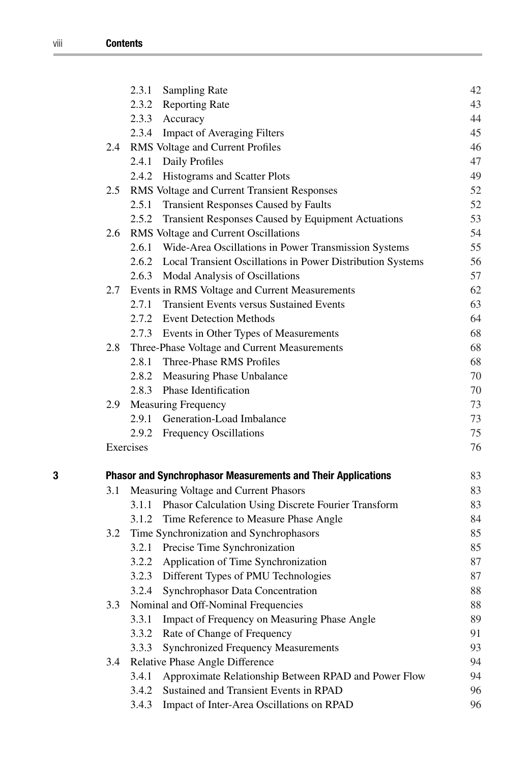- 2.3.1 Sampling Rate 42
- 2.3.2 Reporting Rate 43
- 2.3.3 Accuracy 44
- 2.3.4 Impact of Averaging Filters 45
- 2.4 RMS Voltage and Current Profiles 46
  - 2.4.1 Daily Profiles 47
  - 2.4.2 Histograms and Scatter Plots 49
- 2.5 RMS Voltage and Current Transient Responses 52
  - 2.5.1 Transient Responses Caused by Faults 52
  - 2.5.2 Transient Responses Caused by Equipment Actuations 53
- 2.6 RMS Voltage and Current Oscillations 54
  - 2.6.1 Wide-Area Oscillations in Power Transmission Systems 55
  - 2.6.2 Local Transient Oscillations in Power Distribution Systems 56
  - 2.6.3 Modal Analysis of Oscillations 57
- 2.7 Events in RMS Voltage and Current Measurements 62
  - 2.7.1 Transient Events versus Sustained Events 63
  - 2.7.2 Event Detection Methods 64
  - 2.7.3 Events in Other Types of Measurements 68
- 2.8 Three-Phase Voltage and Current Measurements 68
  - 2.8.1 Three-Phase RMS Profiles 68
  - 2.8.2 Measuring Phase Unbalance 70
  - 2.8.3 Phase Identification 70
- 2.9 Measuring Frequency 73
  - 2.9.1 Generation-Load Imbalance 73
  - 2.9.2 Frequency Oscillations 75
- Exercises 76

**3 Phasor and Synchrophasor Measurements and Their Applications 83**

- 3.1 Measuring Voltage and Current Phasors 83
  - 3.1.1 Phasor Calculation Using Discrete Fourier Transform 83
  - 3.1.2 Time Reference to Measure Phase Angle 84
- 3.2 Time Synchronization and Synchrophasors 85
  - 3.2.1 Precise Time Synchronization 85
  - 3.2.2 Application of Time Synchronization 87
  - 3.2.3 Different Types of PMU Technologies 87
  - 3.2.4 Synchrophasor Data Concentration 88
- 3.3 Nominal and Off-Nominal Frequencies 88
  - 3.3.1 Impact of Frequency on Measuring Phase Angle 89
  - 3.3.2 Rate of Change of Frequency 91
  - 3.3.3 Synchronized Frequency Measurements 93
- 3.4 Relative Phase Angle Difference 94
  - 3.4.1 Approximate Relationship Between RPAD and Power Flow 94
  - 3.4.2 Sustained and Transient Events in RPAD 96
  - 3.4.3 Impact of Inter-Area Oscillations on RPAD 96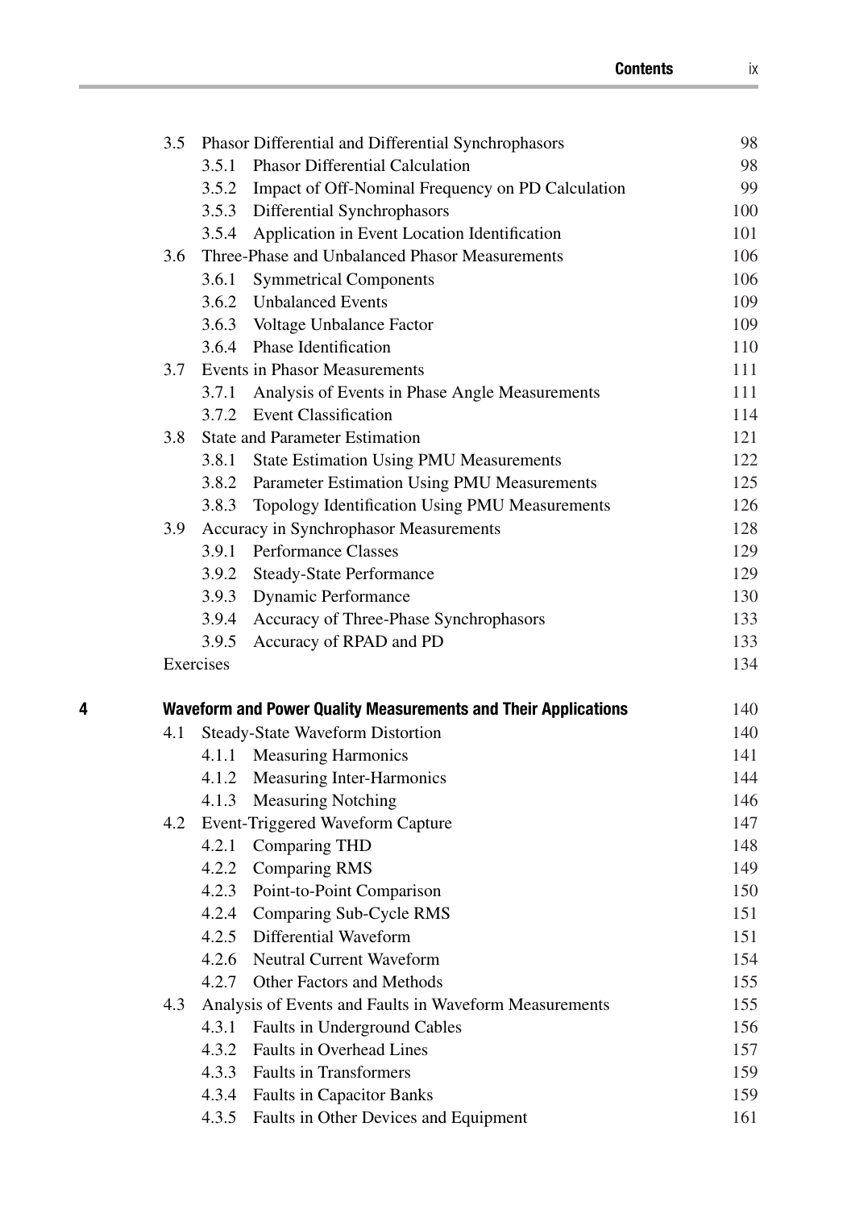3.5 Phasor Differential and Differential Synchrophasors 98
 3.5.1 Phasor Differential Calculation 98
 3.5.2 Impact of Off-Nominal Frequency on PD Calculation 99
 3.5.3 Differential Synchrophasors 100
 3.5.4 Application in Event Location Identification 101

3.6 Three-Phase and Unbalanced Phasor Measurements 106
 3.6.1 Symmetrical Components 106
 3.6.2 Unbalanced Events 109
 3.6.3 Voltage Unbalance Factor 109
 3.6.4 Phase Identification 110

3.7 Events in Phasor Measurements 111
 3.7.1 Analysis of Events in Phase Angle Measurements 111
 3.7.2 Event Classification 114

3.8 State and Parameter Estimation 121
 3.8.1 State Estimation Using PMU Measurements 122
 3.8.2 Parameter Estimation Using PMU Measurements 125
 3.8.3 Topology Identification Using PMU Measurements 126

3.9 Accuracy in Synchrophasor Measurements 128
 3.9.1 Performance Classes 129
 3.9.2 Steady-State Performance 129
 3.9.3 Dynamic Performance 130
 3.9.4 Accuracy of Three-Phase Synchrophasors 133
 3.9.5 Accuracy of RPAD and PD 133

Exercises 134

**4 Waveform and Power Quality Measurements and Their Applications** 140

4.1 Steady-State Waveform Distortion 140
 4.1.1 Measuring Harmonics 141
 4.1.2 Measuring Inter-Harmonics 144
 4.1.3 Measuring Notching 146

4.2 Event-Triggered Waveform Capture 147
 4.2.1 Comparing THD 148
 4.2.2 Comparing RMS 149
 4.2.3 Point-to-Point Comparison 150
 4.2.4 Comparing Sub-Cycle RMS 151
 4.2.5 Differential Waveform 151
 4.2.6 Neutral Current Waveform 154
 4.2.7 Other Factors and Methods 155

4.3 Analysis of Events and Faults in Waveform Measurements 155
 4.3.1 Faults in Underground Cables 156
 4.3.2 Faults in Overhead Lines 157
 4.3.3 Faults in Transformers 159
 4.3.4 Faults in Capacitor Banks 159
 4.3.5 Faults in Other Devices and Equipment 161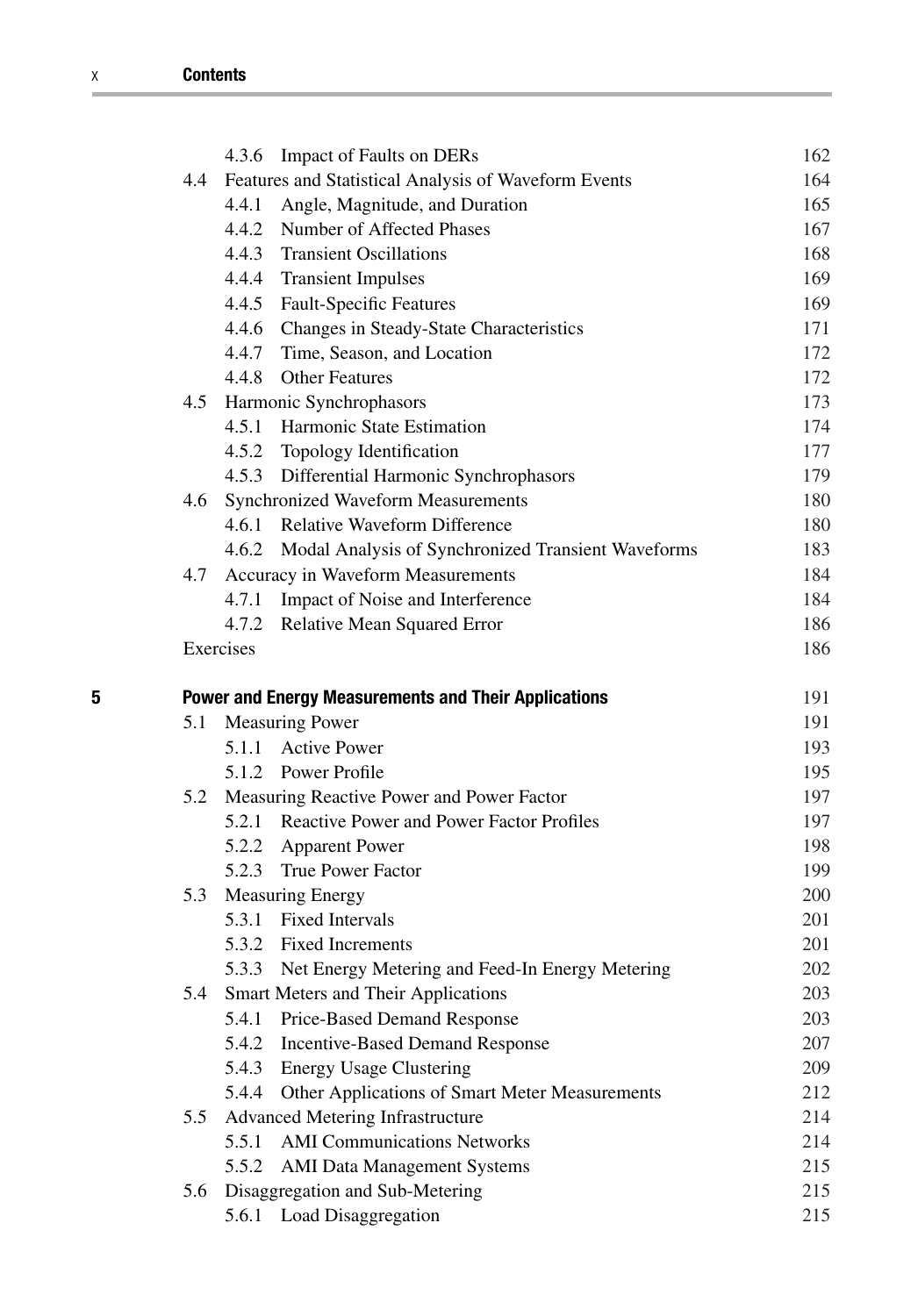4.3.6 Impact of Faults on DERs 162

4.4 Features and Statistical Analysis of Waveform Events 164

4.4.1 Angle, Magnitude, and Duration 165

4.4.2 Number of Affected Phases 167

4.4.3 Transient Oscillations 168

4.4.4 Transient Impulses 169

4.4.5 Fault-Specific Features 169

4.4.6 Changes in Steady-State Characteristics 171

4.4.7 Time, Season, and Location 172

4.4.8 Other Features 172

4.5 Harmonic Synchrophasors 173

4.5.1 Harmonic State Estimation 174

4.5.2 Topology Identification 177

4.5.3 Differential Harmonic Synchrophasors 179

4.6 Synchronized Waveform Measurements 180

4.6.1 Relative Waveform Difference 180

4.6.2 Modal Analysis of Synchronized Transient Waveforms 183

4.7 Accuracy in Waveform Measurements 184

4.7.1 Impact of Noise and Interference 184

4.7.2 Relative Mean Squared Error 186

Exercises 186

**5 Power and Energy Measurements and Their Applications** 191

5.1 Measuring Power 191

5.1.1 Active Power 193

5.1.2 Power Profile 195

5.2 Measuring Reactive Power and Power Factor 197

5.2.1 Reactive Power and Power Factor Profiles 197

5.2.2 Apparent Power 198

5.2.3 True Power Factor 199

5.3 Measuring Energy 200

5.3.1 Fixed Intervals 201

5.3.2 Fixed Increments 201

5.3.3 Net Energy Metering and Feed-In Energy Metering 202

5.4 Smart Meters and Their Applications 203

5.4.1 Price-Based Demand Response 203

5.4.2 Incentive-Based Demand Response 207

5.4.3 Energy Usage Clustering 209

5.4.4 Other Applications of Smart Meter Measurements 212

5.5 Advanced Metering Infrastructure 214

5.5.1 AMI Communications Networks 214

5.5.2 AMI Data Management Systems 215

5.6 Disaggregation and Sub-Metering 215

5.6.1 Load Disaggregation 215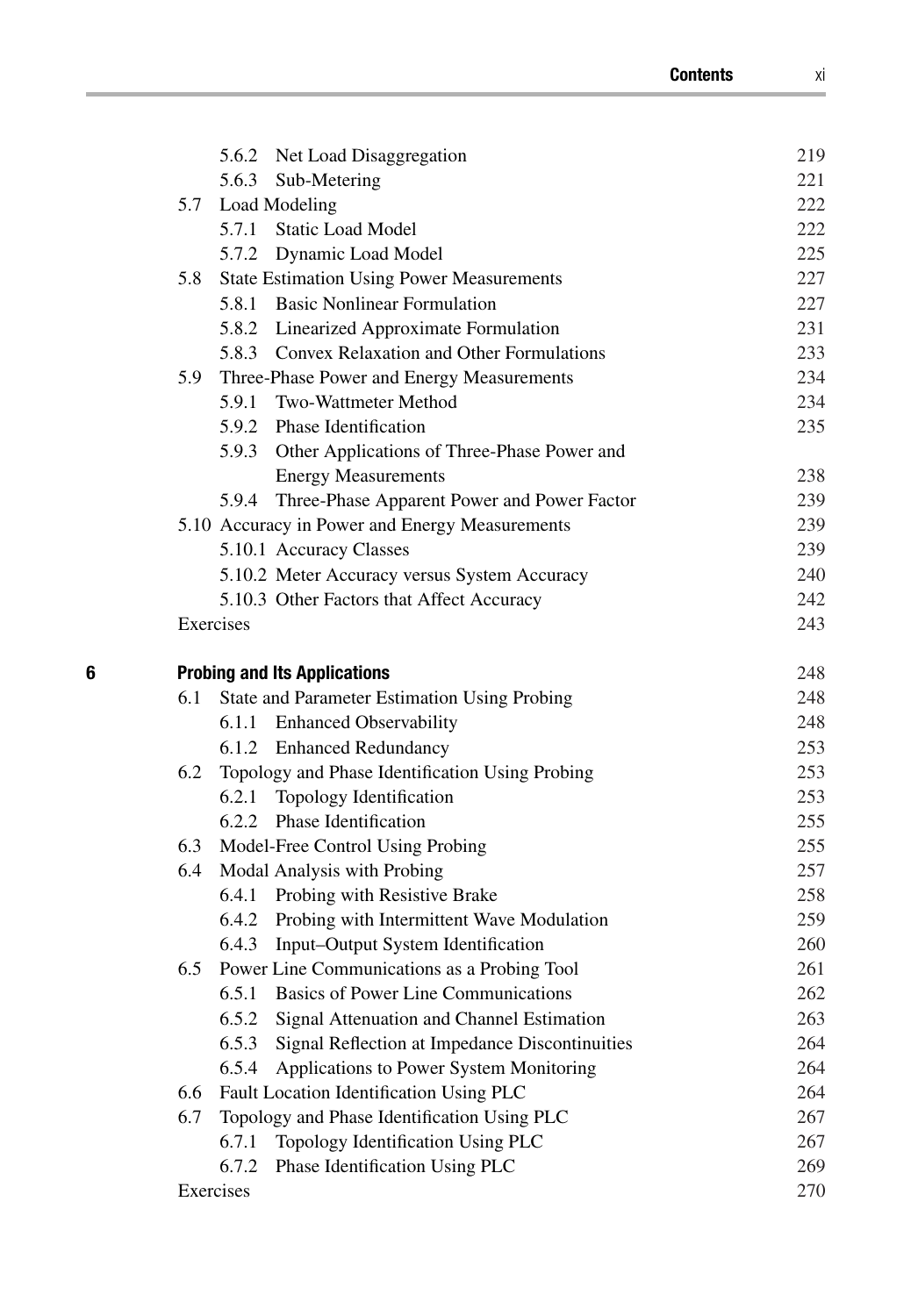- 5.6.2 Net Load Disaggregation 219
- 5.6.3 Sub-Metering 221
- 5.7 Load Modeling 222
  - 5.7.1 Static Load Model 222
  - 5.7.2 Dynamic Load Model 225
- 5.8 State Estimation Using Power Measurements 227
  - 5.8.1 Basic Nonlinear Formulation 227
  - 5.8.2 Linearized Approximate Formulation 231
  - 5.8.3 Convex Relaxation and Other Formulations 233
- 5.9 Three-Phase Power and Energy Measurements 234
  - 5.9.1 Two-Wattmeter Method 234
  - 5.9.2 Phase Identification 235
  - 5.9.3 Other Applications of Three-Phase Power and Energy Measurements 238
  - 5.9.4 Three-Phase Apparent Power and Power Factor 239
- 5.10 Accuracy in Power and Energy Measurements 239
  - 5.10.1 Accuracy Classes 239
  - 5.10.2 Meter Accuracy versus System Accuracy 240
  - 5.10.3 Other Factors that Affect Accuracy 242
- Exercises 243

**6 Probing and Its Applications** 248

- 6.1 State and Parameter Estimation Using Probing 248
  - 6.1.1 Enhanced Observability 248
  - 6.1.2 Enhanced Redundancy 253
- 6.2 Topology and Phase Identification Using Probing 253
  - 6.2.1 Topology Identification 253
  - 6.2.2 Phase Identification 255
- 6.3 Model-Free Control Using Probing 255
- 6.4 Modal Analysis with Probing 257
  - 6.4.1 Probing with Resistive Brake 258
  - 6.4.2 Probing with Intermittent Wave Modulation 259
  - 6.4.3 Input–Output System Identification 260
- 6.5 Power Line Communications as a Probing Tool 261
  - 6.5.1 Basics of Power Line Communications 262
  - 6.5.2 Signal Attenuation and Channel Estimation 263
  - 6.5.3 Signal Reflection at Impedance Discontinuities 264
  - 6.5.4 Applications to Power System Monitoring 264
- 6.6 Fault Location Identification Using PLC 264
- 6.7 Topology and Phase Identification Using PLC 267
  - 6.7.1 Topology Identification Using PLC 267
  - 6.7.2 Phase Identification Using PLC 269
- Exercises 270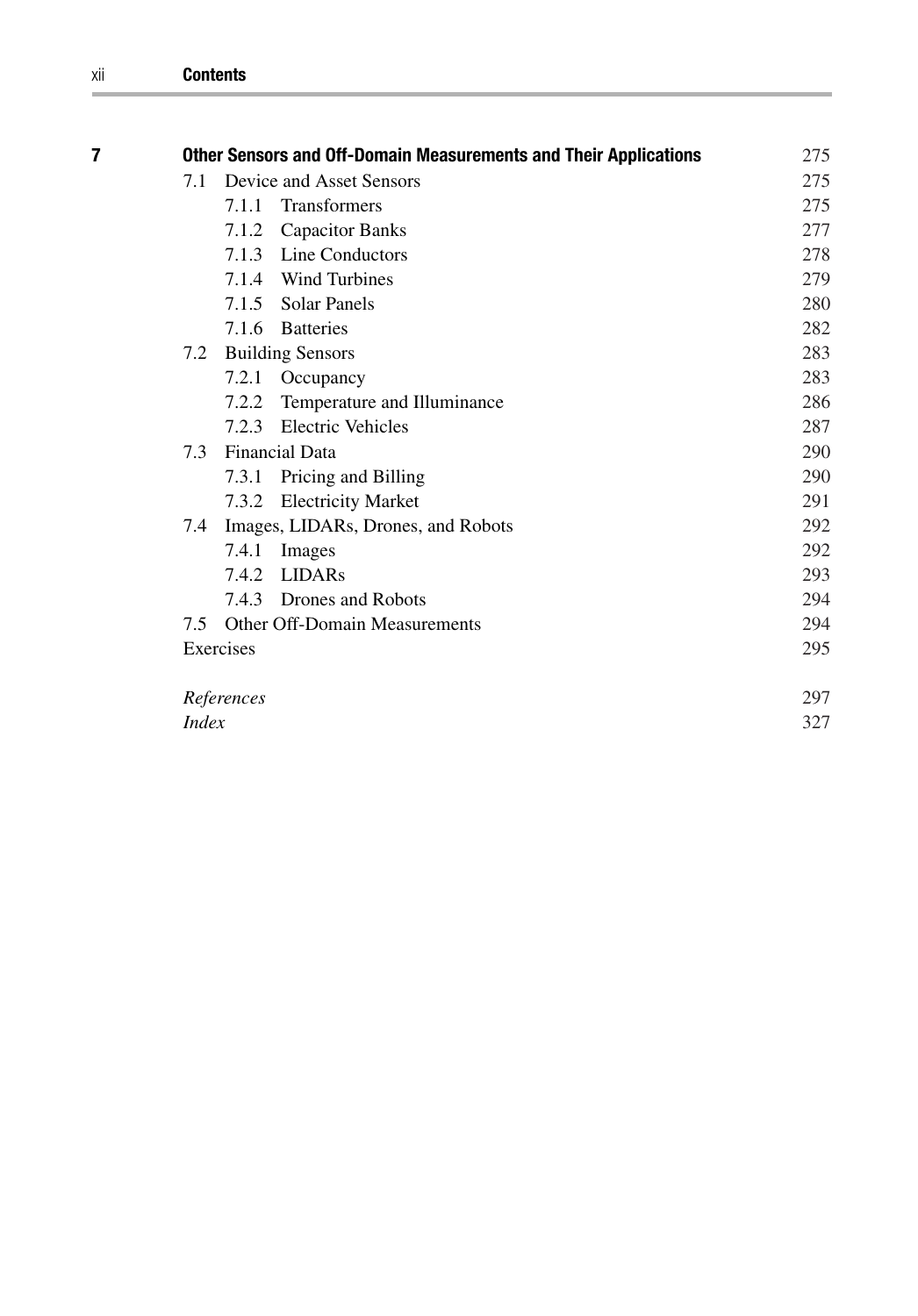**7 Other Sensors and Off-Domain Measurements and Their Applications** 275

- 7.1 Device and Asset Sensors 275
  - 7.1.1 Transformers 275
  - 7.1.2 Capacitor Banks 277
  - 7.1.3 Line Conductors 278
  - 7.1.4 Wind Turbines 279
  - 7.1.5 Solar Panels 280
  - 7.1.6 Batteries 282
- 7.2 Building Sensors 283
  - 7.2.1 Occupancy 283
  - 7.2.2 Temperature and Illuminance 286
  - 7.2.3 Electric Vehicles 287
- 7.3 Financial Data 290
  - 7.3.1 Pricing and Billing 290
  - 7.3.2 Electricity Market 291
- 7.4 Images, LIDARs, Drones, and Robots 292
  - 7.4.1 Images 292
  - 7.4.2 LIDARs 293
  - 7.4.3 Drones and Robots 294
- 7.5 Other Off-Domain Measurements 294
- Exercises 295

*References* 297

*Index* 327